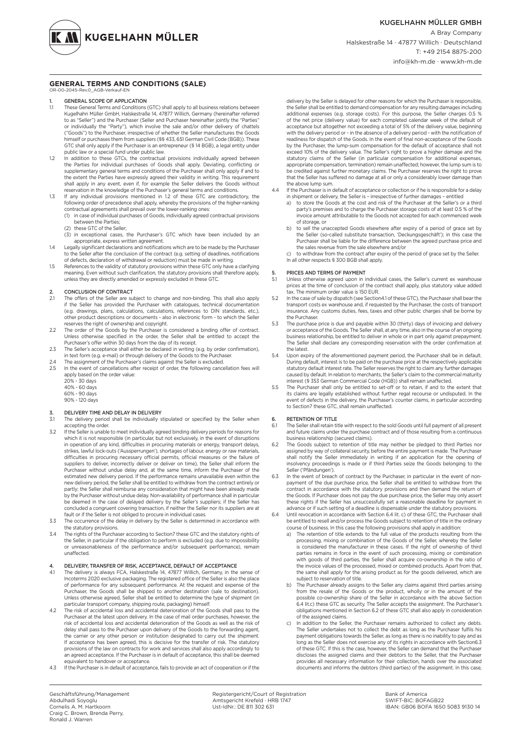# GENERAL TERMS AND CONDITIONS (SALE)

OR-00-2045-Rev.0_AGB-Verkauf-EN

## 1. GENERAL SCOPE OF APPLICATION

1.1 These General Terms and Conditions (GTC) shall apply to all business relations between Kugelhahn Müller GmbH, Halskestraße 14, 47877 Willich, Germany (hereinafter referred to as "Seller") and the Purchaser (Seller and Purchaser hereinafter jointly the "Parties" or individually the "Party"), which involve the sale and/or other delivery of chattels ("Goods") to the Purchaser, irrespective of whether the Seller manufactures the Goods himself or purchases them from suppliers (§§ 433, 651 German Civil Code (BGB)). These GTC shall only apply if the Purchaser is an entrepreneur (§ 14 BGB), a legal entity under public law or a special fund under public law.

1.2 In addition to these GTCs, the contractual provisions individually agreed between the Parties for individual purchases of Goods shall apply. Deviating, conflicting or supplementary general terms and conditions of the Purchaser shall only apply if and to the extent the Parties have expressly agreed their validity in writing. This requirement shall apply in any event, even if, for example the Seller delivers the Goods without reservation in the knowledge of the Purchaser's general terms and conditions.

1.3 If any individual provisions mentioned in 1.2 of these GTC are contradictory, the following order of precedence shall apply, whereby the provisions of the higher-ranking contractual agreements shall prevail over the lower-ranking ones:
(1) in case of individual purchases of Goods, individually agreed contractual provisions between the Parties;
(2) these GTC of the Seller;
(3) in exceptional cases, the Purchaser's GTC which have been included by an appropriate, express written agreement.

1.4 Legally significant declarations and notifications which are to be made by the Purchaser to the Seller after the conclusion of the contract (e.g. setting of deadlines, notifications of defects, declaration of withdrawal or reduction) must be made in writing.

1.5 References to the validity of statutory provisions within these GTC only have a clarifying meaning. Even without such clarification, the statutory provisions shall therefore apply, unless they are directly amended or expressly excluded in these GTC.

## 2. CONCLUSION OF CONTRACT

2.1 The offers of the Seller are subject to change and non-binding. This shall also apply if the Seller has provided the Purchaser with catalogues, technical documentation (e.g. drawings, plans, calculations, calculations, references to DIN standards, etc.), other product descriptions or documents - also in electronic form - to which the Seller reserves the right of ownership and copyright.

2.2 The order of the Goods by the Purchaser is considered a binding offer of contract. Unless otherwise specified in the order, the Seller shall be entitled to accept the Purchaser's offer within 30 days from the day of its receipt.

2.3 The Seller's acceptance shall either be declared in writing (e.g. by order confirmation), in text form (e.g. e-mail) or through delivery of the Goods to the Purchaser.

2.4 The assignment of the Purchaser's claims against the Seller is excluded.

2.5 In the event of cancellations after receipt of order, the following cancellation fees will apply based on the order value:
20% - 30 days
40% - 60 days
60% - 90 days
90% - 120 days

## 3. DELIVERY TIME AND DELAY IN DELIVERY

3.1 The delivery period shall be individually stipulated or specified by the Seller when accepting the order.

3.2 If the Seller is unable to meet individually agreed binding delivery periods for reasons for which it is not responsible (in particular, but not exclusively, in the event of disruptions in operation of any kind, difficulties in procuring materials or energy, transport delays, strikes, lawful lock-outs ('Aussperrungen'), shortages of labour, energy or raw materials, difficulties in procuring necessary official permits, official measures or the failure of suppliers to deliver, incorrectly deliver or deliver on time), the Seller shall inform the Purchaser without undue delay and, at the same time, inform the Purchaser of the estimated new delivery period. If the performance remains unavailable even within the new delivery period, the Seller shall be entitled to withdraw from the contract entirely or partly; the Seller shall reimburse any consideration that might have been already made by the Purchaser without undue delay. Non-availability of performance shall in particular be deemed in the case of delayed delivery by the Seller's suppliers; if the Seller has concluded a congruent covering transaction, if neither the Seller nor its suppliers are at fault or if the Seller is not obliged to procure in individual cases.

3.3 The occurrence of the delay in delivery by the Seller is determined in accordance with the statutory provisions.

3.4 The rights of the Purchaser according to Section7 these GTC and the statutory rights of the Seller, in particular if the obligation to perform is excluded (e.g. due to impossibility or unreasonableness of the performance and/or subsequent performance), remain unaffected.

## 4. DELIVERY, TRANSFER OF RISK, ACCEPTANCE, DEFAULT OF ACCEPTANCE

4.1 The delivery is always FCA, Halskestraße 14, 47877 Willich, Germany, in the sense of Incoterms 2020 exclusive packaging. The registered office of the Seller is also the place of performance for any subsequent performance. At the request and expense of the Purchaser, the Goods shall be shipped to another destination (sale to destination). Unless otherwise agreed, Seller shall be entitled to determine the type of shipment (in particular transport company, shipping route, packaging) himself.

4.2 The risk of accidental loss and accidental deterioration of the Goods shall pass to the Purchaser at the latest upon delivery. In the case of mail order purchases, however, the risk of accidental loss and accidental deterioration of the Goods as well as the risk of delay shall pass to the Purchaser upon delivery of the Goods to the forwarding agent, the carrier or any other person or institution designated to carry out the shipment. If acceptance has been agreed, this is decisive for the transfer of risk. The statutory provisions of the law on contracts for work and services shall also apply accordingly to an agreed acceptance. If the Purchaser is in default of acceptance, this shall be deemed equivalent to handover or acceptance.

4.3 If the Purchaser is in default of acceptance, fails to provide an act of cooperation or if the delivery by the Seller is delayed for other reasons for which the Purchaser is responsible, the Seller shall be entitled to demand compensation for any resulting damages including additional expenses (e.g. storage costs). For this purpose, the Seller charges 0.5 % of the net price (delivery value) for each completed calendar week of the default of acceptance but altogether not exceeding a total of 5% of the delivery value, beginning with the delivery period or - in the absence of a delivery period - with the notification of readiness for dispatch of the Goods. In the event of final non-acceptance of the Goods by the Purchaser, the lump-sum compensation for the default of acceptance shall not exceed 10% of the delivery value. The Seller's right to prove a higher damage and the statutory claims of the Seller (in particular compensation for additional expenses, appropriate compensation, termination) remain unaffected; however, the lump sum is to be credited against further monetary claims. The Purchaser reserves the right to prove that the Seller has suffered no damage at all or only a considerably lower damage than the above lump sum.

4.4 If the Purchaser is in default of acceptance or collection or if he is responsible for a delay in shipment or delivery, the Seller is – irrespective of further damages – entitled
a) to store the Goods at the cost and risk of the Purchaser at the Seller's or a third party's premises and to charge the Purchaser storage costs of at least 0.5 % of the invoice amount attributable to the Goods not accepted for each commenced week of storage, or
b) to sell the unaccepted Goods elsewhere after expiry of a period of grace set by the Seller (so-called substitute transaction, 'Deckungsgeschäft'); in this case the Purchaser shall be liable for the difference between the agreed purchase price and the sales revenue from the sale elsewhere and/or
c) to withdraw from the contract after expiry of the period of grace set by the Seller.
In all other respects § 300 BGB shall apply.

## 5. PRICES AND TERMS OF PAYMENT

5.1 Unless otherwise agreed upon in individual cases, the Seller's current ex warehouse prices at the time of conclusion of the contract shall apply, plus statutory value added tax. The minimum order value is 150 EUR.

5.2 In the case of sale by dispatch (see Section4.1 of these GTC), the Purchaser shall bear the transport costs ex warehouse and, if requested by the Purchaser, the costs of transport insurance. Any customs duties, fees, taxes and other public charges shall be borne by the Purchaser.

5.3 The purchase price is due and payable within 30 (thirty) days of invoicing and delivery or acceptance of the Goods. The Seller shall, at any time, also in the course of an ongoing business relationship, be entitled to deliver in whole or in part only against prepayment. The Seller shall declare any corresponding reservation with the order confirmation at the latest.

5.4 Upon expiry of the aforementioned payment period, the Purchaser shall be in default. During default, interest is to be paid on the purchase price at the respectively applicable statutory default interest rate. The Seller reserves the right to claim any further damages caused by default. In relation to merchants, the Seller's claim to the commercial maturity interest (§ 353 German Commercial Code (HGB)) shall remain unaffected.

5.5 The Purchaser shall only be entitled to set-off or to retain, if and to the extent that its claims are legally established without further regal recourse or undisputed. In the event of defects in the delivery, the Purchaser's counter claims, in particular according to Section7 these GTC, shall remain unaffected.

## 6. RETENTION OF TITLE

6.1 The Seller shall retain title with respect to the sold Goods until full payment of all present and future claims under the purchase contract and of those resulting from a continuous business relationship (secured claims).

6.2 The Goods subject to retention of title may neither be pledged to third Parties nor assigned by way of collateral security, before the entire payment is made. The Purchaser shall notify the Seller immediately in writing if an application for the opening of insolvency proceedings is made or if third Parties seize the Goods belonging to the Seller ('Pfändungen').

6.3 In the event of breach of contract by the Purchaser, in particular in the event of non-payment of the due purchase price, the Seller shall be entitled to withdraw from the contract in accordance with the statutory provisions and then demand the return of the Goods. If Purchaser does not pay the due purchase price, the Seller may only assert these rights if the Seller has unsuccessfully set a reasonable deadline for payment in advance or if such setting of a deadline is dispensable under the statutory provisions.

6.4 Until revocation in accordance with Section 6.4 lit. c) of these GTC, the Purchaser shall be entitled to resell and/or process the Goods subject to retention of title in the ordinary course of business. In this case the following provisions shall apply in addition:
a) The retention of title extends to the full value of the products resulting from the processing, mixing or combination of the Goods of the Seller, whereby the Seller is considered the manufacturer in these cases. If the right of ownership of third parties remains in force in the event of such processing, mixing or combination with goods of third parties, the Seller shall acquire co-ownership in the ratio of the invoice values of the processed, mixed or combined products. Apart from that, the same shall apply for the arising product as for the goods delivered, which are subject to reservation of title.
b) The Purchaser already assigns to the Seller any claims against third parties arising from the resale of the Goods or the product, wholly or in the amount of the possible co-ownership share of the Seller in accordance with the above Section 6.4 lit.c) these GTC as security. The Seller accepts the assignment. The Purchaser's obligations mentioned in Section 6.2 of these GTC shall also apply in consideration of the assigned claims.
c) In addition to the Seller, the Purchaser remains authorized to collect any debts. The Seller undertakes not to collect the debt as long as the Purchaser fulfils his payment obligations towards the Seller, as long as there is no inability to pay and as long as the Seller does not exercise any of its rights in accordance with Section6.3 of these GTC. If this is the case, however, the Seller can demand that the Purchaser discloses the assigned claims and their debtors to the Seller, that the Purchaser provides all necessary information for their collection, hands over the associated documents and informs the debtors (third parties) of the assignment. In this case,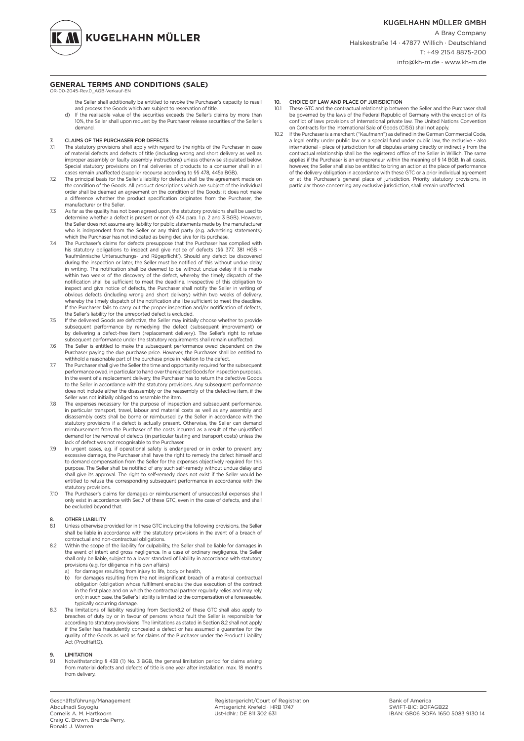## GENERAL TERMS AND CONDITIONS (SALE)

OR-00-2045-Rev.0_AGB-Verkauf-EN

the Seller shall additionally be entitled to revoke the Purchaser's capacity to resell and process the Goods which are subject to reservation of title.

d) If the realisable value of the securities exceeds the Seller's claims by more than 10%, the Seller shall upon request by the Purchaser release securities of the Seller's demand.

### 7. CLAIMS OF THE PURCHASER FOR DEFECTS

7.1 The statutory provisions shall apply with regard to the rights of the Purchaser in case of material defects and defects of title (including wrong and short delivery as well as improper assembly or faulty assembly instructions) unless otherwise stipulated below. Special statutory provisions on final deliveries of products to a consumer shall in all cases remain unaffected (supplier recourse according to §§ 478, 445a BGB).

7.2 The principal basis for the Seller's liability for defects shall be the agreement made on the condition of the Goods. All product descriptions which are subject of the individual order shall be deemed an agreement on the condition of the Goods; it does not make a difference whether the product specification originates from the Purchaser, the manufacturer or the Seller.

7.3 As far as the quality has not been agreed upon, the statutory provisions shall be used to determine whether a defect is present or not (§ 434 para. 1 p. 2 and 3 BGB). However, the Seller does not assume any liability for public statements made by the manufacturer who is independent from the Seller or any third party (e.g. advertising statements) which the Purchaser has not indicated as being decisive for its purchase.

7.4 The Purchaser's claims for defects presuppose that the Purchaser has complied with his statutory obligations to inspect and give notice of defects (§§ 377, 381 HGB – 'kaufmännische Untersuchungs- und Rügepflicht'). Should any defect be discovered during the inspection or later, the Seller must be notified of this without undue delay in writing. The notification shall be deemed to be without undue delay if it is made within two weeks of the discovery of the defect, whereby the timely dispatch of the notification shall be sufficient to meet the deadline. Irrespective of this obligation to inspect and give notice of defects, the Purchaser shall notify the Seller in writing of obvious defects (including wrong and short delivery) within two weeks of delivery, whereby the timely dispatch of the notification shall be sufficient to meet the deadline. If the Purchaser fails to carry out the proper inspection and/or notification of defects, the Seller's liability for the unreported defect is excluded.

7.5 If the delivered Goods are defective, the Seller may initially choose whether to provide subsequent performance by remedying the defect (subsequent improvement) or by delivering a defect-free item (replacement delivery). The Seller's right to refuse subsequent performance under the statutory requirements shall remain unaffected.

7.6 The Seller is entitled to make the subsequent performance owed dependent on the Purchaser paying the due purchase price. However, the Purchaser shall be entitled to withhold a reasonable part of the purchase price in relation to the defect.

7.7 The Purchaser shall give the Seller the time and opportunity required for the subsequent performance owed, in particular to hand over the rejected Goods for inspection purposes. In the event of a replacement delivery, the Purchaser has to return the defective Goods to the Seller in accordance with the statutory provisions. Any subsequent performance does not include either the disassembly or the reassembly of the defective item, if the Seller was not initially obliged to assemble the item.

7.8 The expenses necessary for the purpose of inspection and subsequent performance, in particular transport, travel, labour and material costs as well as any assembly and disassembly costs shall be borne or reimbursed by the Seller in accordance with the statutory provisions if a defect is actually present. Otherwise, the Seller can demand reimbursement from the Purchaser of the costs incurred as a result of the unjustified demand for the removal of defects (in particular testing and transport costs) unless the lack of defect was not recognisable to the Purchaser.

7.9 In urgent cases, e.g. if operational safety is endangered or in order to prevent any excessive damage, the Purchaser shall have the right to remedy the defect himself and to demand compensation from the Seller for the expenses objectively required for this purpose. The Seller shall be notified of any such self-remedy without undue delay and shall give its approval. The right to self-remedy does not exist if the Seller would be entitled to refuse the corresponding subsequent performance in accordance with the statutory provisions.

7.10 The Purchaser's claims for damages or reimbursement of unsuccessful expenses shall only exist in accordance with Sec.7 of these GTC, even in the case of defects, and shall be excluded beyond that.

### 8. OTHER LIABILITY

8.1 Unless otherwise provided for in these GTC including the following provisions, the Seller shall be liable in accordance with the statutory provisions in the event of a breach of contractual and non-contractual obligations.

8.2 Within the scope of the liability for culpability, the Seller shall be liable for damages in the event of intent and gross negligence. In a case of ordinary negligence, the Seller shall only be liable, subject to a lower standard of liability in accordance with statutory provisions (e.g. for diligence in his own affairs)

a) for damages resulting from injury to life, body or health,

b) for damages resulting from the not insignificant breach of a material contractual obligation (obligation whose fulfilment enables the due execution of the contract in the first place and on which the contractual partner regularly relies and may rely on); in such case, the Seller's liability is limited to the compensation of a foreseeable, typically occurring damage.

8.3 The limitations of liability resulting from Section8.2 of these GTC shall also apply to breaches of duty by or in favour of persons whose fault the Seller is responsible for according to statutory provisions. The limitations as stated in Section 8.2 shall not apply if the Seller has fraudulently concealed a defect or has assumed a guarantee for the quality of the Goods as well as for claims of the Purchaser under the Product Liability Act (ProdHaftG).

### 9. LIMITATION

9.1 Notwithstanding § 438 (1) No. 3 BGB, the general limitation period for claims arising from material defects and defects of title is one year after installation, max. 18 months from delivery.

### 10. CHOICE OF LAW AND PLACE OF JURISDICTION

10.1 These GTC and the contractual relationship between the Seller and the Purchaser shall be governed by the laws of the Federal Republic of Germany with the exception of its conflict of laws provisions of international private law. The United Nations Convention on Contracts for the International Sale of Goods (CISG) shall not apply.

10.2 If the Purchaser is a merchant ("Kaufmann") as defined in the German Commercial Code, a legal entity under public law or a special fund under public law, the exclusive - also international - place of jurisdiction for all disputes arising directly or indirectly from the contractual relationship shall be the registered office of the Seller in Willich. The same applies if the Purchaser is an entrepreneur within the meaning of § 14 BGB. In all cases, however, the Seller shall also be entitled to bring an action at the place of performance of the delivery obligation in accordance with these GTC or a prior individual agreement or at the Purchaser's general place of jurisdiction. Priority statutory provisions, in particular those concerning any exclusive jurisdiction, shall remain unaffected.